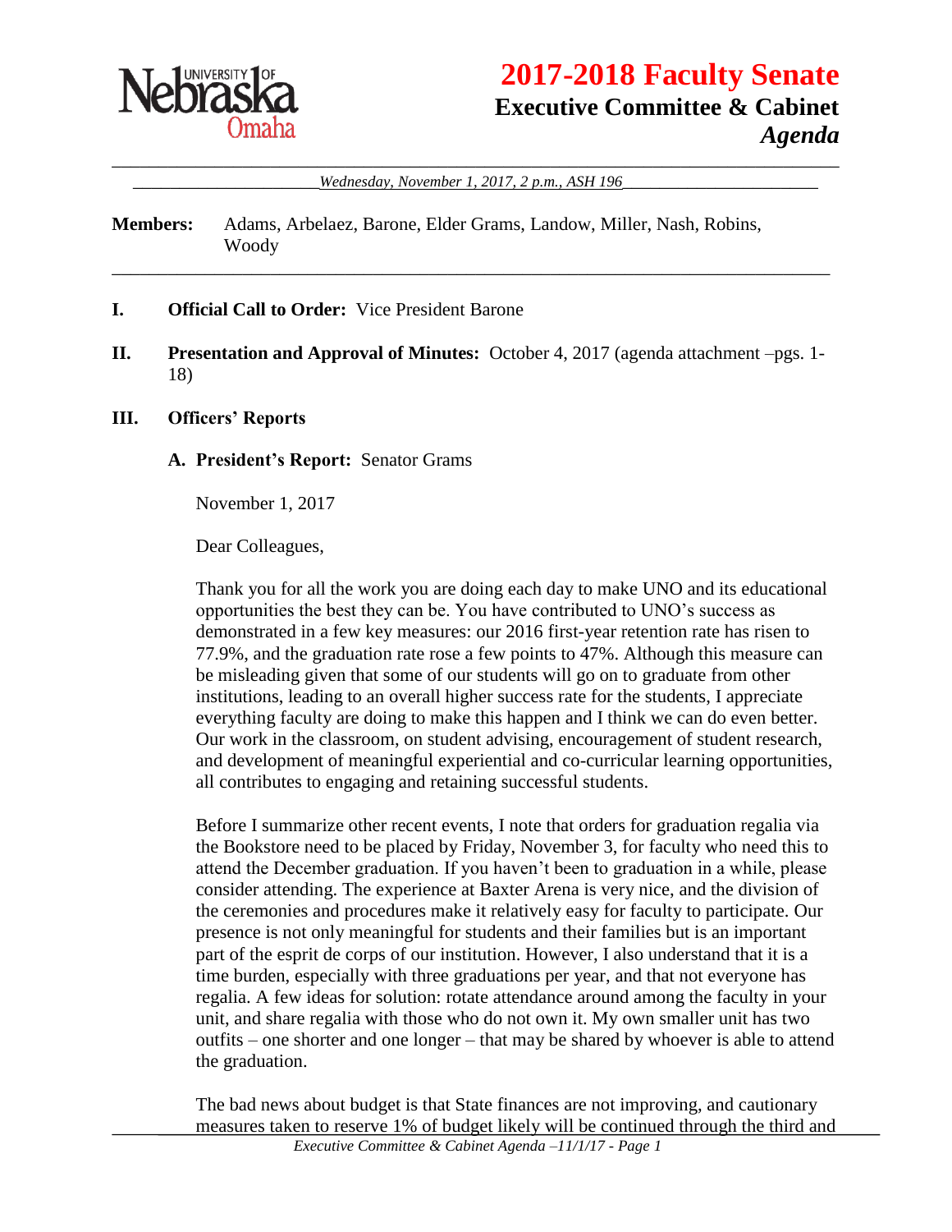# 2017-2018 Faculty Senate

## Executive Committee & Cabinet

### *Agenda*

*Wednesday, November 1, 2017, 2 p.m., ASH 196*

**Members:** Adams, Arbelaez, Barone, Elder Grams, Landow, Miller, Nash, Robins, Woody

**I. Official Call to Order:** Vice President Barone

**II. Presentation and Approval of Minutes:** October 4, 2017 (agenda attachment –pgs. 1-18)

**III. Officers' Reports**

**A. President's Report:** Senator Grams

November 1, 2017

Dear Colleagues,

Thank you for all the work you are doing each day to make UNO and its educational opportunities the best they can be. You have contributed to UNO's success as demonstrated in a few key measures: our 2016 first-year retention rate has risen to 77.9%, and the graduation rate rose a few points to 47%. Although this measure can be misleading given that some of our students will go on to graduate from other institutions, leading to an overall higher success rate for the students, I appreciate everything faculty are doing to make this happen and I think we can do even better. Our work in the classroom, on student advising, encouragement of student research, and development of meaningful experiential and co-curricular learning opportunities, all contributes to engaging and retaining successful students.

Before I summarize other recent events, I note that orders for graduation regalia via the Bookstore need to be placed by Friday, November 3, for faculty who need this to attend the December graduation. If you haven't been to graduation in a while, please consider attending. The experience at Baxter Arena is very nice, and the division of the ceremonies and procedures make it relatively easy for faculty to participate. Our presence is not only meaningful for students and their families but is an important part of the esprit de corps of our institution. However, I also understand that it is a time burden, especially with three graduations per year, and that not everyone has regalia. A few ideas for solution: rotate attendance around among the faculty in your unit, and share regalia with those who do not own it. My own smaller unit has two outfits – one shorter and one longer – that may be shared by whoever is able to attend the graduation.

The bad news about budget is that State finances are not improving, and cautionary measures taken to reserve 1% of budget likely will be continued through the third and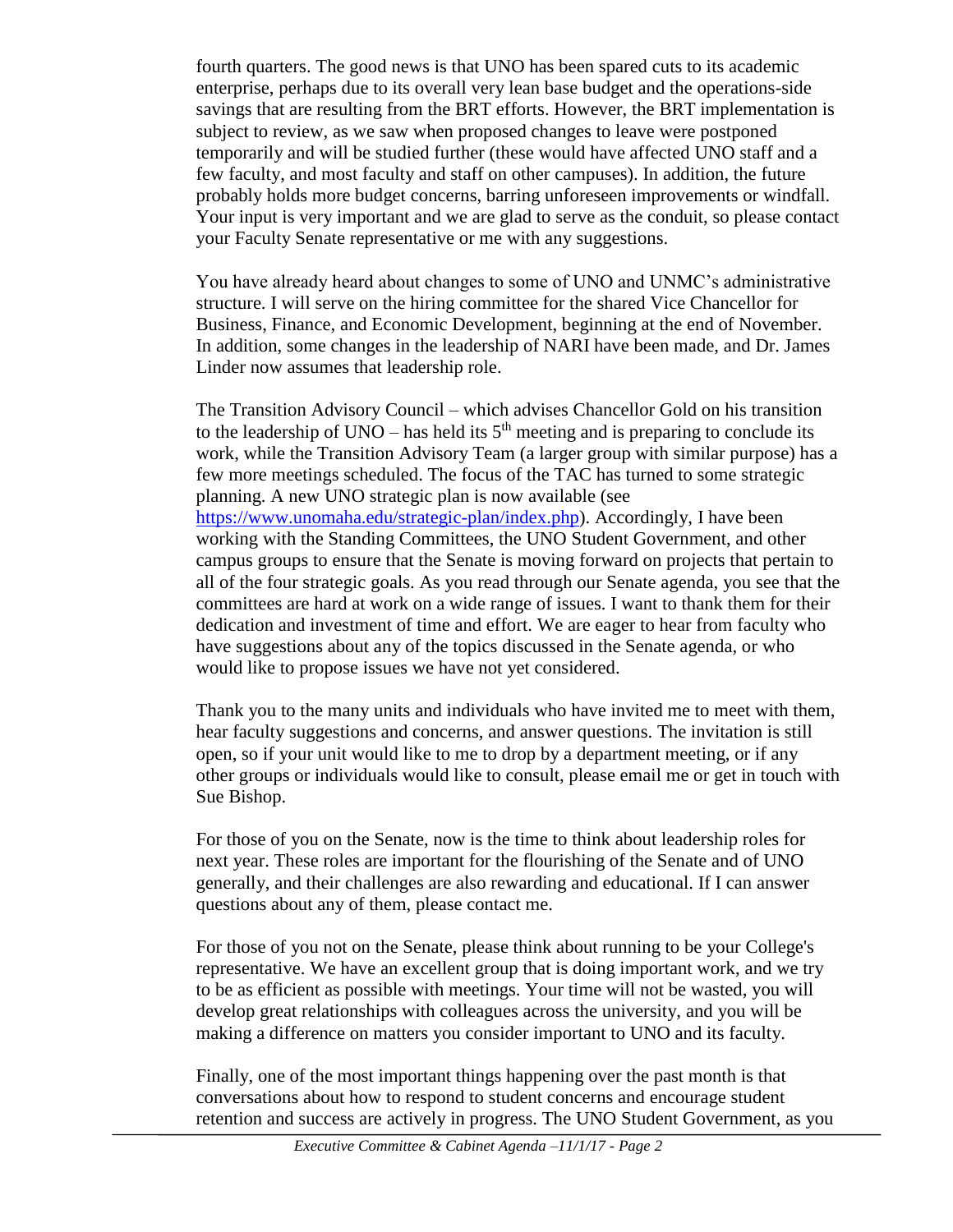fourth quarters. The good news is that UNO has been spared cuts to its academic enterprise, perhaps due to its overall very lean base budget and the operations-side savings that are resulting from the BRT efforts. However, the BRT implementation is subject to review, as we saw when proposed changes to leave were postponed temporarily and will be studied further (these would have affected UNO staff and a few faculty, and most faculty and staff on other campuses). In addition, the future probably holds more budget concerns, barring unforeseen improvements or windfall. Your input is very important and we are glad to serve as the conduit, so please contact your Faculty Senate representative or me with any suggestions.

You have already heard about changes to some of UNO and UNMC's administrative structure. I will serve on the hiring committee for the shared Vice Chancellor for Business, Finance, and Economic Development, beginning at the end of November. In addition, some changes in the leadership of NARI have been made, and Dr. James Linder now assumes that leadership role.

The Transition Advisory Council – which advises Chancellor Gold on his transition to the leadership of UNO – has held its 5th meeting and is preparing to conclude its work, while the Transition Advisory Team (a larger group with similar purpose) has a few more meetings scheduled. The focus of the TAC has turned to some strategic planning. A new UNO strategic plan is now available (see https://www.unomaha.edu/strategic-plan/index.php). Accordingly, I have been working with the Standing Committees, the UNO Student Government, and other campus groups to ensure that the Senate is moving forward on projects that pertain to all of the four strategic goals. As you read through our Senate agenda, you see that the committees are hard at work on a wide range of issues. I want to thank them for their dedication and investment of time and effort. We are eager to hear from faculty who have suggestions about any of the topics discussed in the Senate agenda, or who would like to propose issues we have not yet considered.

Thank you to the many units and individuals who have invited me to meet with them, hear faculty suggestions and concerns, and answer questions. The invitation is still open, so if your unit would like to me to drop by a department meeting, or if any other groups or individuals would like to consult, please email me or get in touch with Sue Bishop.

For those of you on the Senate, now is the time to think about leadership roles for next year. These roles are important for the flourishing of the Senate and of UNO generally, and their challenges are also rewarding and educational. If I can answer questions about any of them, please contact me.

For those of you not on the Senate, please think about running to be your College's representative. We have an excellent group that is doing important work, and we try to be as efficient as possible with meetings. Your time will not be wasted, you will develop great relationships with colleagues across the university, and you will be making a difference on matters you consider important to UNO and its faculty.

Finally, one of the most important things happening over the past month is that conversations about how to respond to student concerns and encourage student retention and success are actively in progress. The UNO Student Government, as you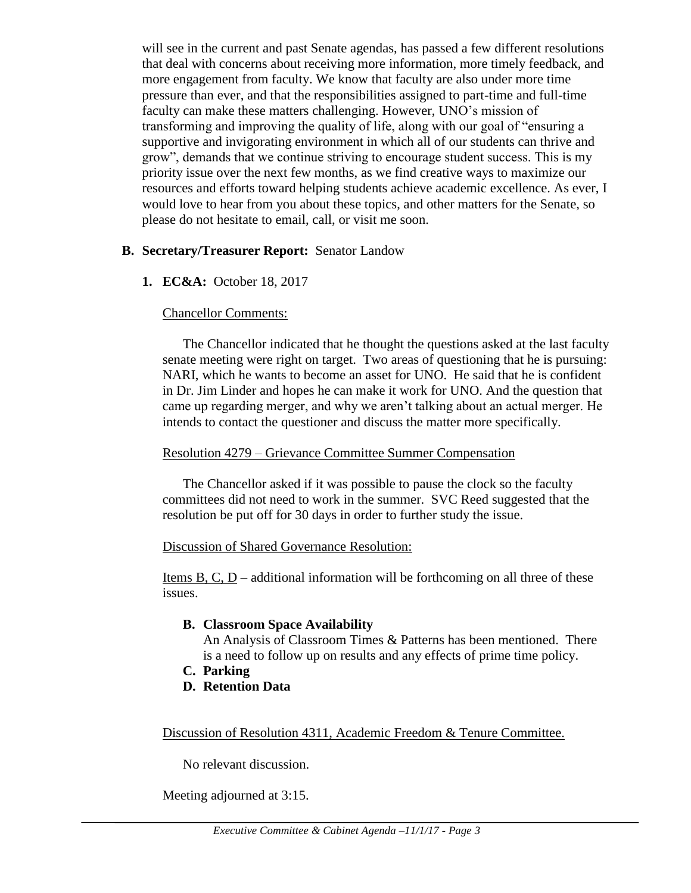will see in the current and past Senate agendas, has passed a few different resolutions that deal with concerns about receiving more information, more timely feedback, and more engagement from faculty. We know that faculty are also under more time pressure than ever, and that the responsibilities assigned to part-time and full-time faculty can make these matters challenging. However, UNO's mission of transforming and improving the quality of life, along with our goal of "ensuring a supportive and invigorating environment in which all of our students can thrive and grow", demands that we continue striving to encourage student success. This is my priority issue over the next few months, as we find creative ways to maximize our resources and efforts toward helping students achieve academic excellence. As ever, I would love to hear from you about these topics, and other matters for the Senate, so please do not hesitate to email, call, or visit me soon.

**B. Secretary/Treasurer Report:** Senator Landow

**1. EC&A:** October 18, 2017

Chancellor Comments:

The Chancellor indicated that he thought the questions asked at the last faculty senate meeting were right on target. Two areas of questioning that he is pursuing: NARI, which he wants to become an asset for UNO. He said that he is confident in Dr. Jim Linder and hopes he can make it work for UNO. And the question that came up regarding merger, and why we aren't talking about an actual merger. He intends to contact the questioner and discuss the matter more specifically.

Resolution 4279 – Grievance Committee Summer Compensation

The Chancellor asked if it was possible to pause the clock so the faculty committees did not need to work in the summer. SVC Reed suggested that the resolution be put off for 30 days in order to further study the issue.

Discussion of Shared Governance Resolution:

Items B, C, D – additional information will be forthcoming on all three of these issues.

**B. Classroom Space Availability**
An Analysis of Classroom Times & Patterns has been mentioned. There is a need to follow up on results and any effects of prime time policy.

**C. Parking**

**D. Retention Data**

Discussion of Resolution 4311, Academic Freedom & Tenure Committee.

No relevant discussion.

Meeting adjourned at 3:15.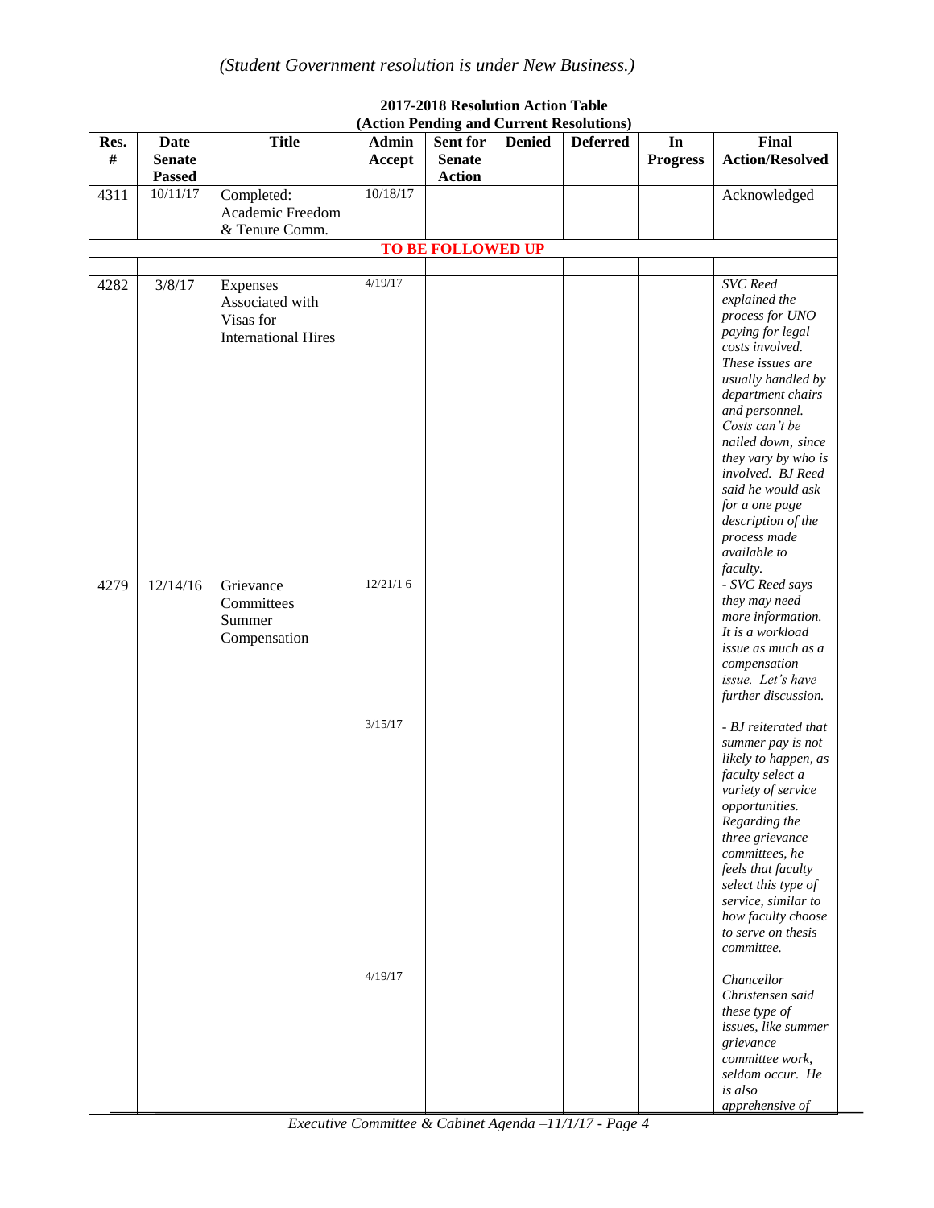*(Student Government resolution is under New Business.)*

**2017-2018 Resolution Action Table**
**(Action Pending and Current Resolutions)**

| Res. # | Date Senate Passed | Title | Admin Accept | Sent for Senate Action | Denied | Deferred | In Progress | Final Action/Resolved |
|---|---|---|---|---|---|---|---|---|
| 4311 | 10/11/17 | Completed: Academic Freedom & Tenure Comm. | 10/18/17 | | | | | Acknowledged |
| **TO BE FOLLOWED UP** | | | | | | | | |
| | | | | | | | | |
| 4282 | 3/8/17 | Expenses Associated with Visas for International Hires | 4/19/17 | | | | | *SVC Reed explained the process for UNO paying for legal costs involved. These issues are usually handled by department chairs and personnel. Costs can't be nailed down, since they vary by who is involved. BJ Reed said he would ask for a one page description of the process made available to faculty.* |
| 4279 | 12/14/16 | Grievance Committees Summer Compensation | 12/21/16 | | | | | *- SVC Reed says they may need more information. It is a workload issue as much as a compensation issue. Let's have further discussion.* |
| | | | 3/15/17 | | | | | *- BJ reiterated that summer pay is not likely to happen, as faculty select a variety of service opportunities. Regarding the three grievance committees, he feels that faculty select this type of service, similar to how faculty choose to serve on thesis committee.* |
| | | | 4/19/17 | | | | | *Chancellor Christensen said these type of issues, like summer grievance committee work, seldom occur. He is also apprehensive of* |

*Executive Committee & Cabinet Agenda –11/1/17 - Page 4*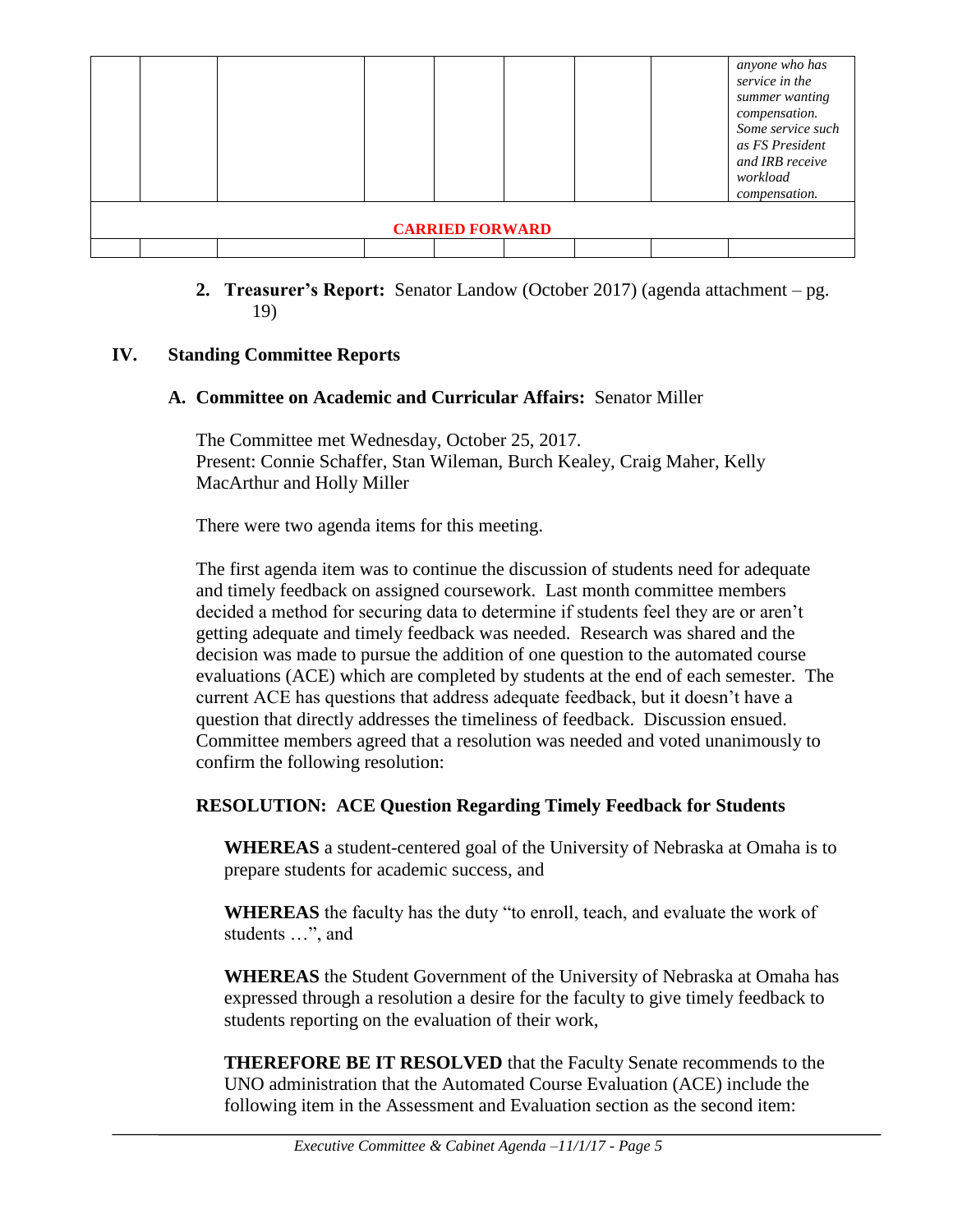| | | | | | | | | |
|---|---|---|---|---|---|---|---|---|
| | | | | | | | | *anyone who has service in the summer wanting compensation. Some service such as FS President and IRB receive workload compensation.* |
| **CARRIED FORWARD** | | | | | | | | |
| | | | | | | | | |

2. **Treasurer's Report:** Senator Landow (October 2017) (agenda attachment – pg. 19)

## IV. Standing Committee Reports

### A. Committee on Academic and Curricular Affairs: Senator Miller

The Committee met Wednesday, October 25, 2017.
Present: Connie Schaffer, Stan Wileman, Burch Kealey, Craig Maher, Kelly MacArthur and Holly Miller

There were two agenda items for this meeting.

The first agenda item was to continue the discussion of students need for adequate and timely feedback on assigned coursework. Last month committee members decided a method for securing data to determine if students feel they are or aren't getting adequate and timely feedback was needed. Research was shared and the decision was made to pursue the addition of one question to the automated course evaluations (ACE) which are completed by students at the end of each semester. The current ACE has questions that address adequate feedback, but it doesn't have a question that directly addresses the timeliness of feedback. Discussion ensued. Committee members agreed that a resolution was needed and voted unanimously to confirm the following resolution:

**RESOLUTION: ACE Question Regarding Timely Feedback for Students**

**WHEREAS** a student-centered goal of the University of Nebraska at Omaha is to prepare students for academic success, and

**WHEREAS** the faculty has the duty "to enroll, teach, and evaluate the work of students …", and

**WHEREAS** the Student Government of the University of Nebraska at Omaha has expressed through a resolution a desire for the faculty to give timely feedback to students reporting on the evaluation of their work,

**THEREFORE BE IT RESOLVED** that the Faculty Senate recommends to the UNO administration that the Automated Course Evaluation (ACE) include the following item in the Assessment and Evaluation section as the second item: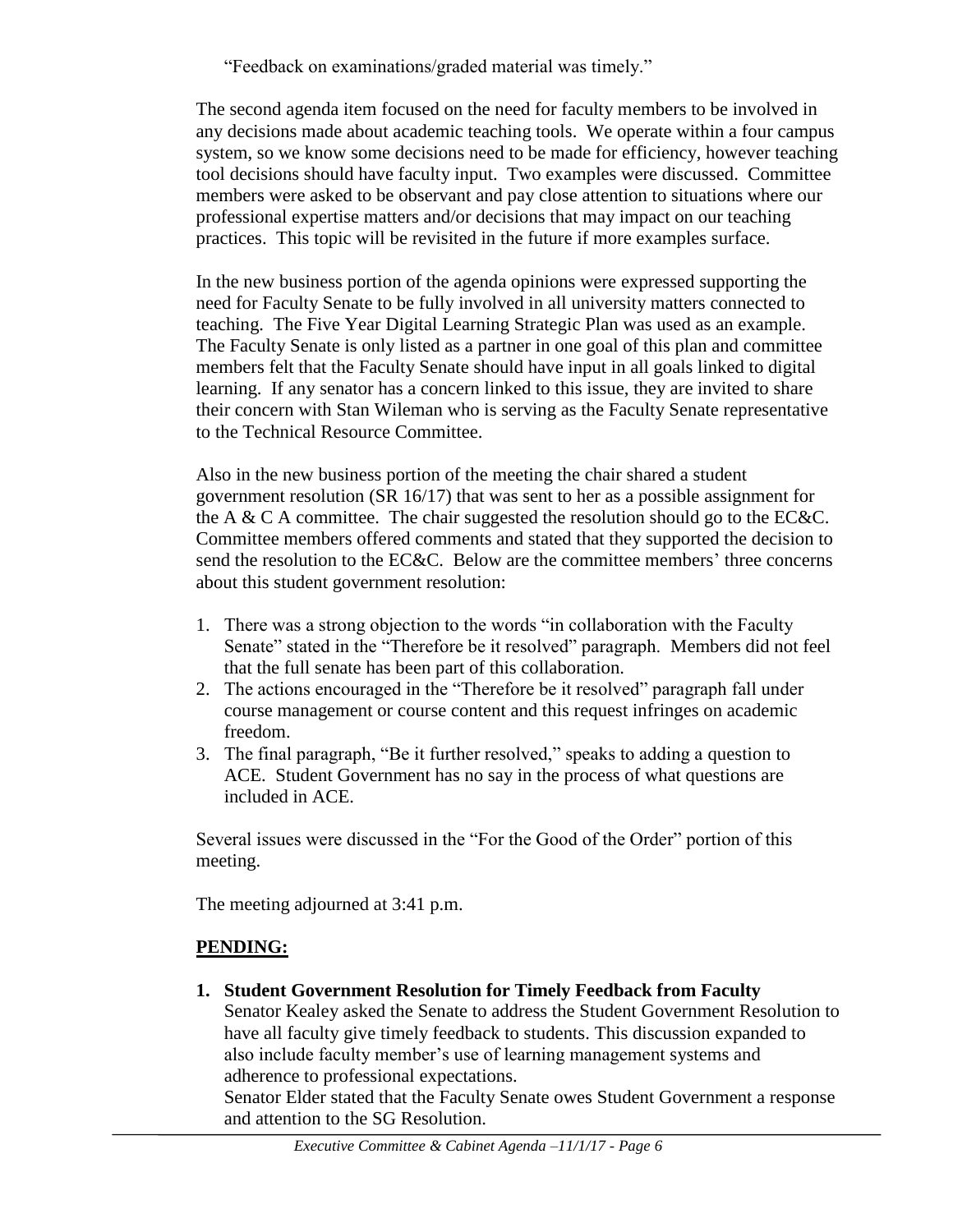"Feedback on examinations/graded material was timely."

The second agenda item focused on the need for faculty members to be involved in any decisions made about academic teaching tools. We operate within a four campus system, so we know some decisions need to be made for efficiency, however teaching tool decisions should have faculty input. Two examples were discussed. Committee members were asked to be observant and pay close attention to situations where our professional expertise matters and/or decisions that may impact on our teaching practices. This topic will be revisited in the future if more examples surface.

In the new business portion of the agenda opinions were expressed supporting the need for Faculty Senate to be fully involved in all university matters connected to teaching. The Five Year Digital Learning Strategic Plan was used as an example. The Faculty Senate is only listed as a partner in one goal of this plan and committee members felt that the Faculty Senate should have input in all goals linked to digital learning. If any senator has a concern linked to this issue, they are invited to share their concern with Stan Wileman who is serving as the Faculty Senate representative to the Technical Resource Committee.

Also in the new business portion of the meeting the chair shared a student government resolution (SR 16/17) that was sent to her as a possible assignment for the A & C A committee. The chair suggested the resolution should go to the EC&C. Committee members offered comments and stated that they supported the decision to send the resolution to the EC&C. Below are the committee members' three concerns about this student government resolution:

1. There was a strong objection to the words "in collaboration with the Faculty Senate" stated in the "Therefore be it resolved" paragraph. Members did not feel that the full senate has been part of this collaboration.
2. The actions encouraged in the "Therefore be it resolved" paragraph fall under course management or course content and this request infringes on academic freedom.
3. The final paragraph, "Be it further resolved," speaks to adding a question to ACE. Student Government has no say in the process of what questions are included in ACE.

Several issues were discussed in the "For the Good of the Order" portion of this meeting.

The meeting adjourned at 3:41 p.m.

## PENDING:

1. **Student Government Resolution for Timely Feedback from Faculty**
   Senator Kealey asked the Senate to address the Student Government Resolution to have all faculty give timely feedback to students. This discussion expanded to also include faculty member's use of learning management systems and adherence to professional expectations.
   Senator Elder stated that the Faculty Senate owes Student Government a response and attention to the SG Resolution.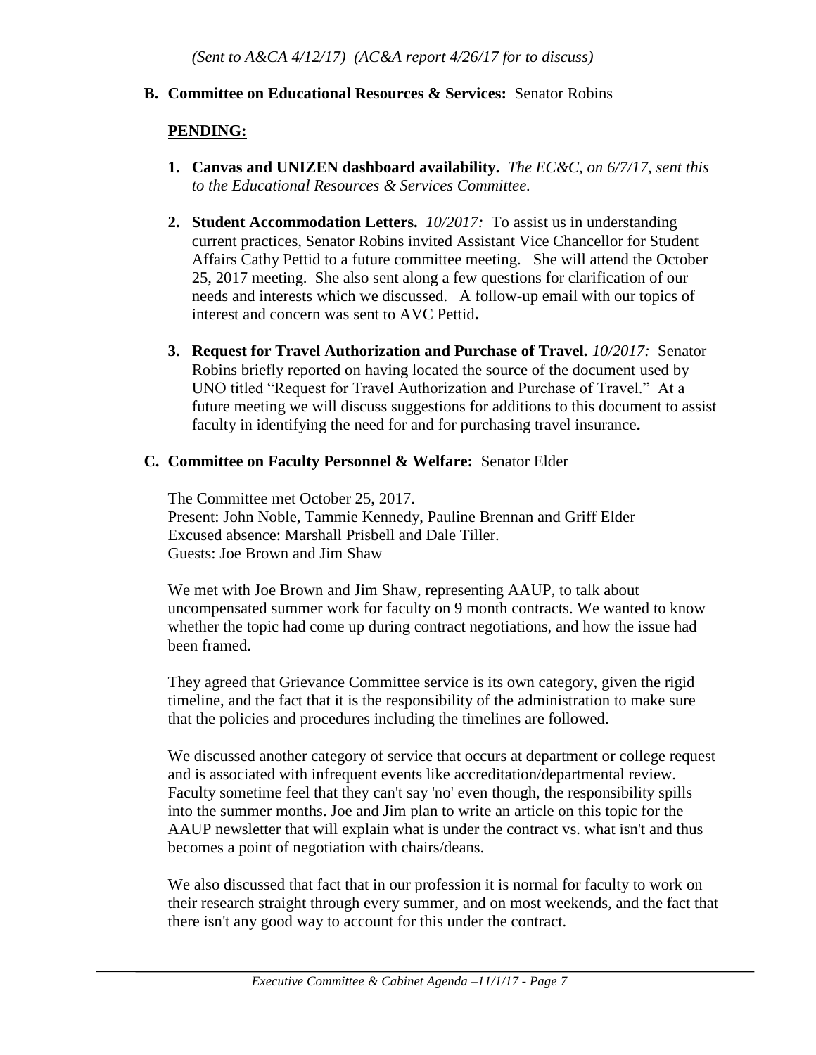*(Sent to A&CA 4/12/17) (AC&A report 4/26/17 for to discuss)*

**B. Committee on Educational Resources & Services:** Senator Robins

**PENDING:**

1. **Canvas and UNIZEN dashboard availability.** *The EC&C, on 6/7/17, sent this to the Educational Resources & Services Committee.*

2. **Student Accommodation Letters.** *10/2017:* To assist us in understanding current practices, Senator Robins invited Assistant Vice Chancellor for Student Affairs Cathy Pettid to a future committee meeting. She will attend the October 25, 2017 meeting. She also sent along a few questions for clarification of our needs and interests which we discussed. A follow-up email with our topics of interest and concern was sent to AVC Pettid**.**

3. **Request for Travel Authorization and Purchase of Travel.** *10/2017:* Senator Robins briefly reported on having located the source of the document used by UNO titled "Request for Travel Authorization and Purchase of Travel." At a future meeting we will discuss suggestions for additions to this document to assist faculty in identifying the need for and for purchasing travel insurance**.**

**C. Committee on Faculty Personnel & Welfare:** Senator Elder

The Committee met October 25, 2017.
Present: John Noble, Tammie Kennedy, Pauline Brennan and Griff Elder
Excused absence: Marshall Prisbell and Dale Tiller.
Guests: Joe Brown and Jim Shaw

We met with Joe Brown and Jim Shaw, representing AAUP, to talk about uncompensated summer work for faculty on 9 month contracts. We wanted to know whether the topic had come up during contract negotiations, and how the issue had been framed.

They agreed that Grievance Committee service is its own category, given the rigid timeline, and the fact that it is the responsibility of the administration to make sure that the policies and procedures including the timelines are followed.

We discussed another category of service that occurs at department or college request and is associated with infrequent events like accreditation/departmental review. Faculty sometime feel that they can't say 'no' even though, the responsibility spills into the summer months. Joe and Jim plan to write an article on this topic for the AAUP newsletter that will explain what is under the contract vs. what isn't and thus becomes a point of negotiation with chairs/deans.

We also discussed that fact that in our profession it is normal for faculty to work on their research straight through every summer, and on most weekends, and the fact that there isn't any good way to account for this under the contract.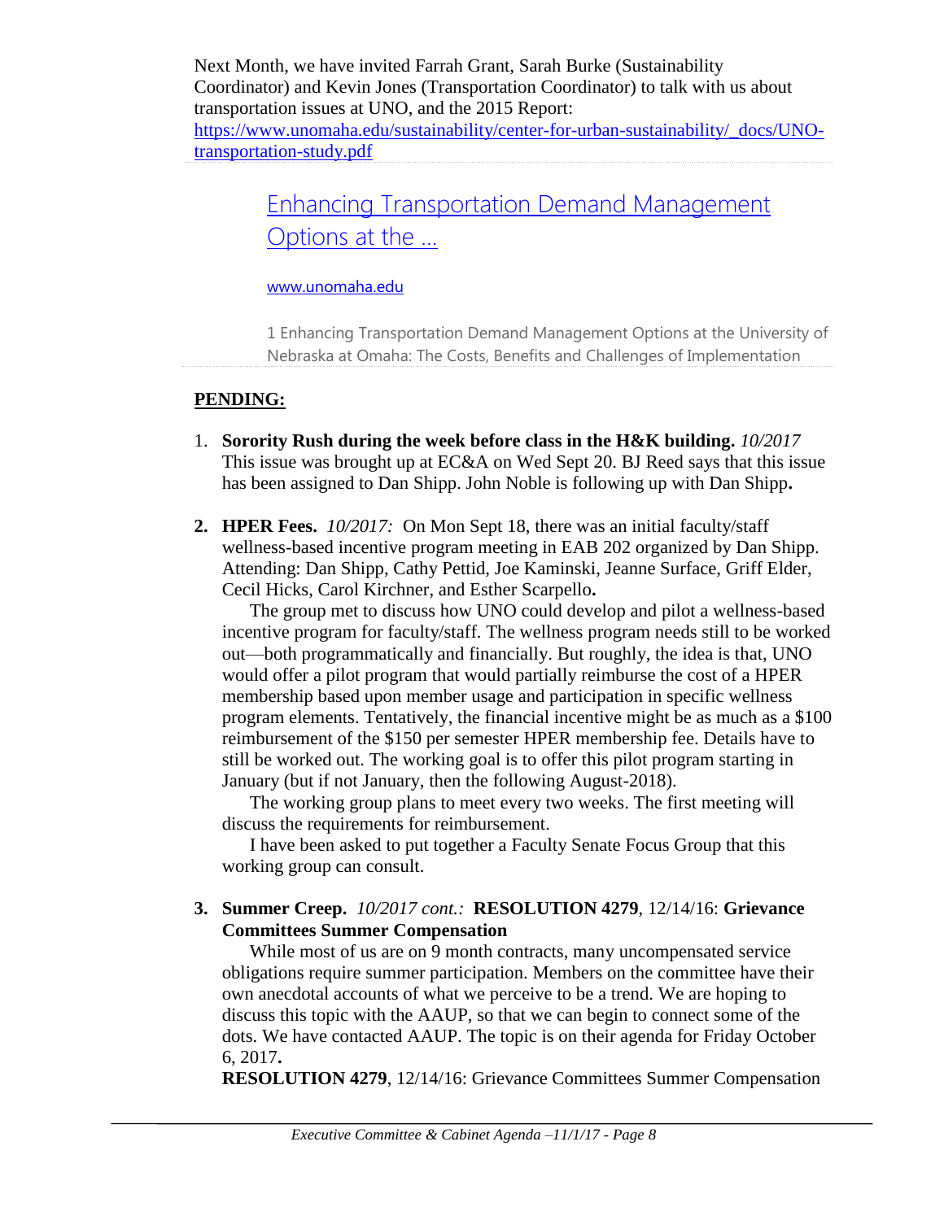Next Month, we have invited Farrah Grant, Sarah Burke (Sustainability Coordinator) and Kevin Jones (Transportation Coordinator) to talk with us about transportation issues at UNO, and the 2015 Report: [https://www.unomaha.edu/sustainability/center-for-urban-sustainability/_docs/UNO-transportation-study.pdf](https://www.unomaha.edu/sustainability/center-for-urban-sustainability/_docs/UNO-transportation-study.pdf)

> [Enhancing Transportation Demand Management Options at the ...](https://www.unomaha.edu/sustainability/center-for-urban-sustainability/_docs/UNO-transportation-study.pdf)
>
> [www.unomaha.edu](https://www.unomaha.edu)
>
> 1 Enhancing Transportation Demand Management Options at the University of Nebraska at Omaha: The Costs, Benefits and Challenges of Implementation

## PENDING:

1. **Sorority Rush during the week before class in the H&K building.** *10/2017* This issue was brought up at EC&A on Wed Sept 20. BJ Reed says that this issue has been assigned to Dan Shipp. John Noble is following up with Dan Shipp**.**

2. **HPER Fees.** *10/2017:* On Mon Sept 18, there was an initial faculty/staff wellness-based incentive program meeting in EAB 202 organized by Dan Shipp. Attending: Dan Shipp, Cathy Pettid, Joe Kaminski, Jeanne Surface, Griff Elder, Cecil Hicks, Carol Kirchner, and Esther Scarpello**.**

   The group met to discuss how UNO could develop and pilot a wellness-based incentive program for faculty/staff. The wellness program needs still to be worked out—both programmatically and financially. But roughly, the idea is that, UNO would offer a pilot program that would partially reimburse the cost of a HPER membership based upon member usage and participation in specific wellness program elements. Tentatively, the financial incentive might be as much as a $100 reimbursement of the $150 per semester HPER membership fee. Details have to still be worked out. The working goal is to offer this pilot program starting in January (but if not January, then the following August-2018).

   The working group plans to meet every two weeks. The first meeting will discuss the requirements for reimbursement.

   I have been asked to put together a Faculty Senate Focus Group that this working group can consult.

3. **Summer Creep.** *10/2017 cont.:* **RESOLUTION 4279**, 12/14/16: **Grievance Committees Summer Compensation**

   While most of us are on 9 month contracts, many uncompensated service obligations require summer participation. Members on the committee have their own anecdotal accounts of what we perceive to be a trend. We are hoping to discuss this topic with the AAUP, so that we can begin to connect some of the dots. We have contacted AAUP. The topic is on their agenda for Friday October 6, 2017**.**

   **RESOLUTION 4279**, 12/14/16: Grievance Committees Summer Compensation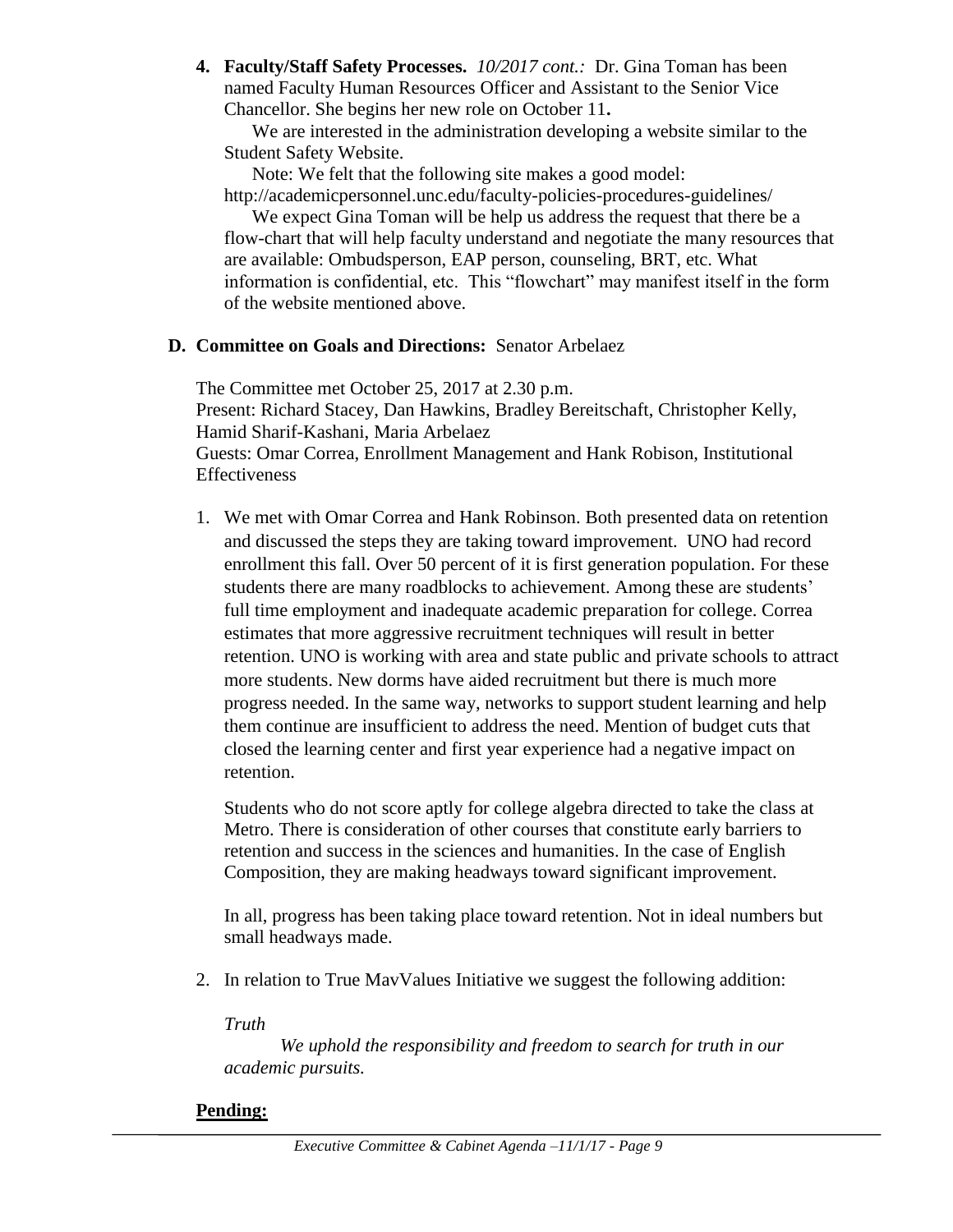4. **Faculty/Staff Safety Processes.** *10/2017 cont.:* Dr. Gina Toman has been named Faculty Human Resources Officer and Assistant to the Senior Vice Chancellor. She begins her new role on October 11**.**

   We are interested in the administration developing a website similar to the Student Safety Website.

   Note: We felt that the following site makes a good model: http://academicpersonnel.unc.edu/faculty-policies-procedures-guidelines/

   We expect Gina Toman will be help us address the request that there be a flow-chart that will help faculty understand and negotiate the many resources that are available: Ombudsperson, EAP person, counseling, BRT, etc. What information is confidential, etc. This "flowchart" may manifest itself in the form of the website mentioned above.

**D. Committee on Goals and Directions:** Senator Arbelaez

The Committee met October 25, 2017 at 2.30 p.m.
Present: Richard Stacey, Dan Hawkins, Bradley Bereitschaft, Christopher Kelly, Hamid Sharif-Kashani, Maria Arbelaez
Guests: Omar Correa, Enrollment Management and Hank Robison, Institutional Effectiveness

1. We met with Omar Correa and Hank Robinson. Both presented data on retention and discussed the steps they are taking toward improvement. UNO had record enrollment this fall. Over 50 percent of it is first generation population. For these students there are many roadblocks to achievement. Among these are students' full time employment and inadequate academic preparation for college. Correa estimates that more aggressive recruitment techniques will result in better retention. UNO is working with area and state public and private schools to attract more students. New dorms have aided recruitment but there is much more progress needed. In the same way, networks to support student learning and help them continue are insufficient to address the need. Mention of budget cuts that closed the learning center and first year experience had a negative impact on retention.

   Students who do not score aptly for college algebra directed to take the class at Metro. There is consideration of other courses that constitute early barriers to retention and success in the sciences and humanities. In the case of English Composition, they are making headways toward significant improvement.

   In all, progress has been taking place toward retention. Not in ideal numbers but small headways made.

2. In relation to True MavValues Initiative we suggest the following addition:

   *Truth*

   *We uphold the responsibility and freedom to search for truth in our academic pursuits.*

**Pending:**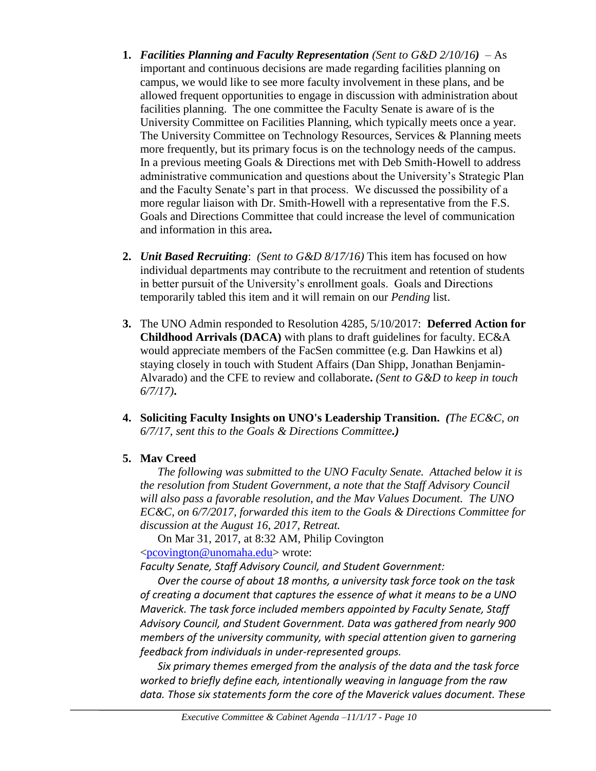1. ***Facilities Planning and Faculty Representation*** *(Sent to G&D 2/10/16)* – As important and continuous decisions are made regarding facilities planning on campus, we would like to see more faculty involvement in these plans, and be allowed frequent opportunities to engage in discussion with administration about facilities planning. The one committee the Faculty Senate is aware of is the University Committee on Facilities Planning, which typically meets once a year. The University Committee on Technology Resources, Services & Planning meets more frequently, but its primary focus is on the technology needs of the campus. In a previous meeting Goals & Directions met with Deb Smith-Howell to address administrative communication and questions about the University's Strategic Plan and the Faculty Senate's part in that process. We discussed the possibility of a more regular liaison with Dr. Smith-Howell with a representative from the F.S. Goals and Directions Committee that could increase the level of communication and information in this area**.**

2. ***Unit Based Recruiting***: *(Sent to G&D 8/17/16)* This item has focused on how individual departments may contribute to the recruitment and retention of students in better pursuit of the University's enrollment goals. Goals and Directions temporarily tabled this item and it will remain on our *Pending* list.

3. The UNO Admin responded to Resolution 4285, 5/10/2017: **Deferred Action for Childhood Arrivals (DACA)** with plans to draft guidelines for faculty. EC&A would appreciate members of the FacSen committee (e.g. Dan Hawkins et al) staying closely in touch with Student Affairs (Dan Shipp, Jonathan Benjamin-Alvarado) and the CFE to review and collaborate**.** *(Sent to G&D to keep in touch 6/7/17)***.**

4. **Soliciting Faculty Insights on UNO's Leadership Transition.** ***(****The EC&C, on 6/7/17, sent this to the Goals & Directions Committee.****)***

5. **Mav Creed**

   *The following was submitted to the UNO Faculty Senate. Attached below it is the resolution from Student Government, a note that the Staff Advisory Council will also pass a favorable resolution, and the Mav Values Document. The UNO EC&C, on 6/7/2017, forwarded this item to the Goals & Directions Committee for discussion at the August 16, 2017, Retreat.*

   On Mar 31, 2017, at 8:32 AM, Philip Covington <pcovington@unomaha.edu> wrote:

   *Faculty Senate, Staff Advisory Council, and Student Government:*

   *Over the course of about 18 months, a university task force took on the task of creating a document that captures the essence of what it means to be a UNO Maverick. The task force included members appointed by Faculty Senate, Staff Advisory Council, and Student Government. Data was gathered from nearly 900 members of the university community, with special attention given to garnering feedback from individuals in under-represented groups.*

   *Six primary themes emerged from the analysis of the data and the task force worked to briefly define each, intentionally weaving in language from the raw data. Those six statements form the core of the Maverick values document. These*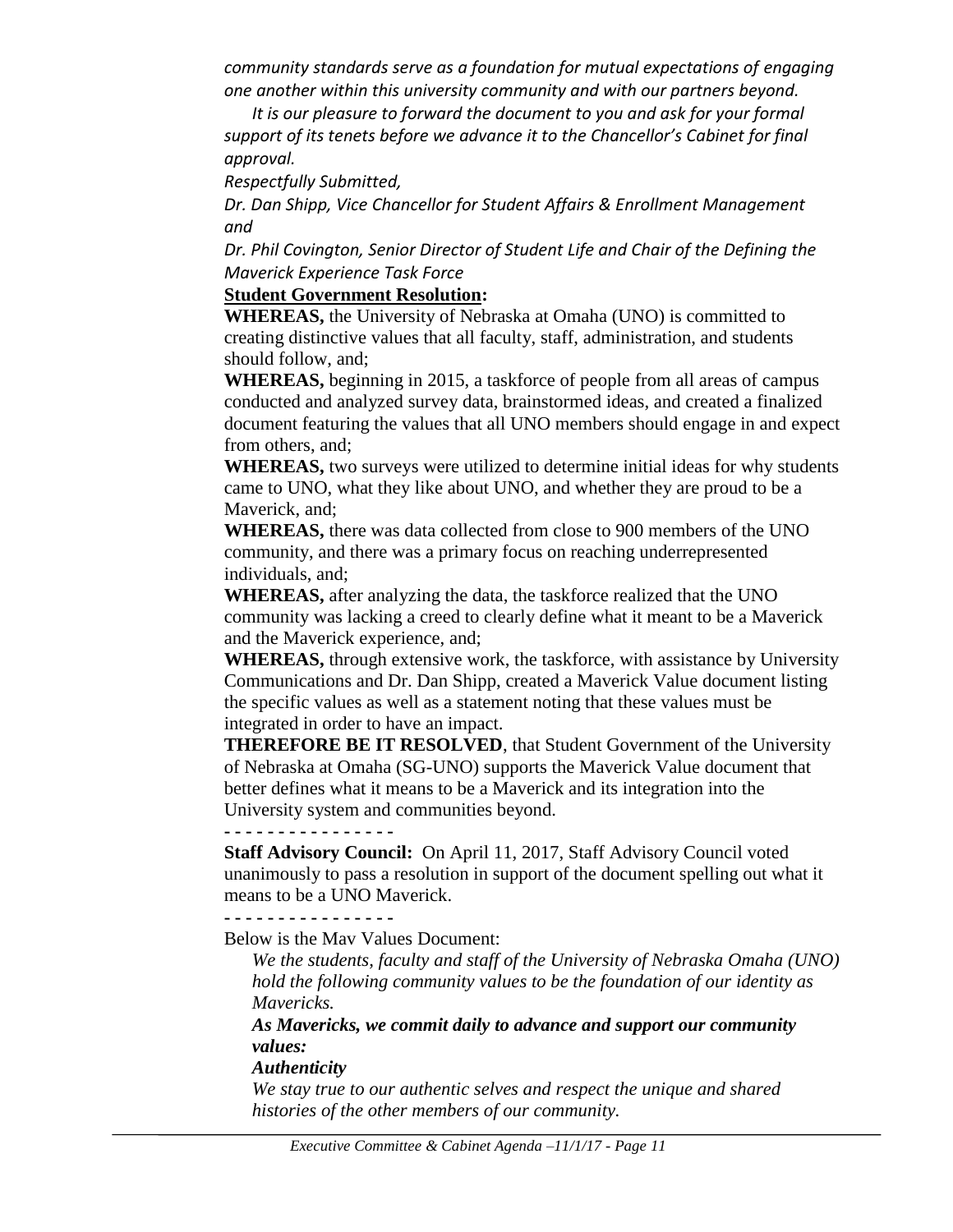*community standards serve as a foundation for mutual expectations of engaging one another within this university community and with our partners beyond.*

*It is our pleasure to forward the document to you and ask for your formal support of its tenets before we advance it to the Chancellor's Cabinet for final approval.*

*Respectfully Submitted,*

*Dr. Dan Shipp, Vice Chancellor for Student Affairs & Enrollment Management and*

*Dr. Phil Covington, Senior Director of Student Life and Chair of the Defining the Maverick Experience Task Force*

**Student Government Resolution:**

**WHEREAS,** the University of Nebraska at Omaha (UNO) is committed to creating distinctive values that all faculty, staff, administration, and students should follow, and;

**WHEREAS,** beginning in 2015, a taskforce of people from all areas of campus conducted and analyzed survey data, brainstormed ideas, and created a finalized document featuring the values that all UNO members should engage in and expect from others, and;

**WHEREAS,** two surveys were utilized to determine initial ideas for why students came to UNO, what they like about UNO, and whether they are proud to be a Maverick, and;

**WHEREAS,** there was data collected from close to 900 members of the UNO community, and there was a primary focus on reaching underrepresented individuals, and;

**WHEREAS,** after analyzing the data, the taskforce realized that the UNO community was lacking a creed to clearly define what it meant to be a Maverick and the Maverick experience, and;

**WHEREAS,** through extensive work, the taskforce, with assistance by University Communications and Dr. Dan Shipp, created a Maverick Value document listing the specific values as well as a statement noting that these values must be integrated in order to have an impact.

**THEREFORE BE IT RESOLVED**, that Student Government of the University of Nebraska at Omaha (SG-UNO) supports the Maverick Value document that better defines what it means to be a Maverick and its integration into the University system and communities beyond.

**- - - - - - - - - - - - - - - -**

**Staff Advisory Council:** On April 11, 2017, Staff Advisory Council voted unanimously to pass a resolution in support of the document spelling out what it means to be a UNO Maverick.

**- - - - - - - - - - - - - - - -**

Below is the Mav Values Document:

*We the students, faculty and staff of the University of Nebraska Omaha (UNO) hold the following community values to be the foundation of our identity as Mavericks.*

***As Mavericks, we commit daily to advance and support our community values:***

***Authenticity***

*We stay true to our authentic selves and respect the unique and shared histories of the other members of our community.*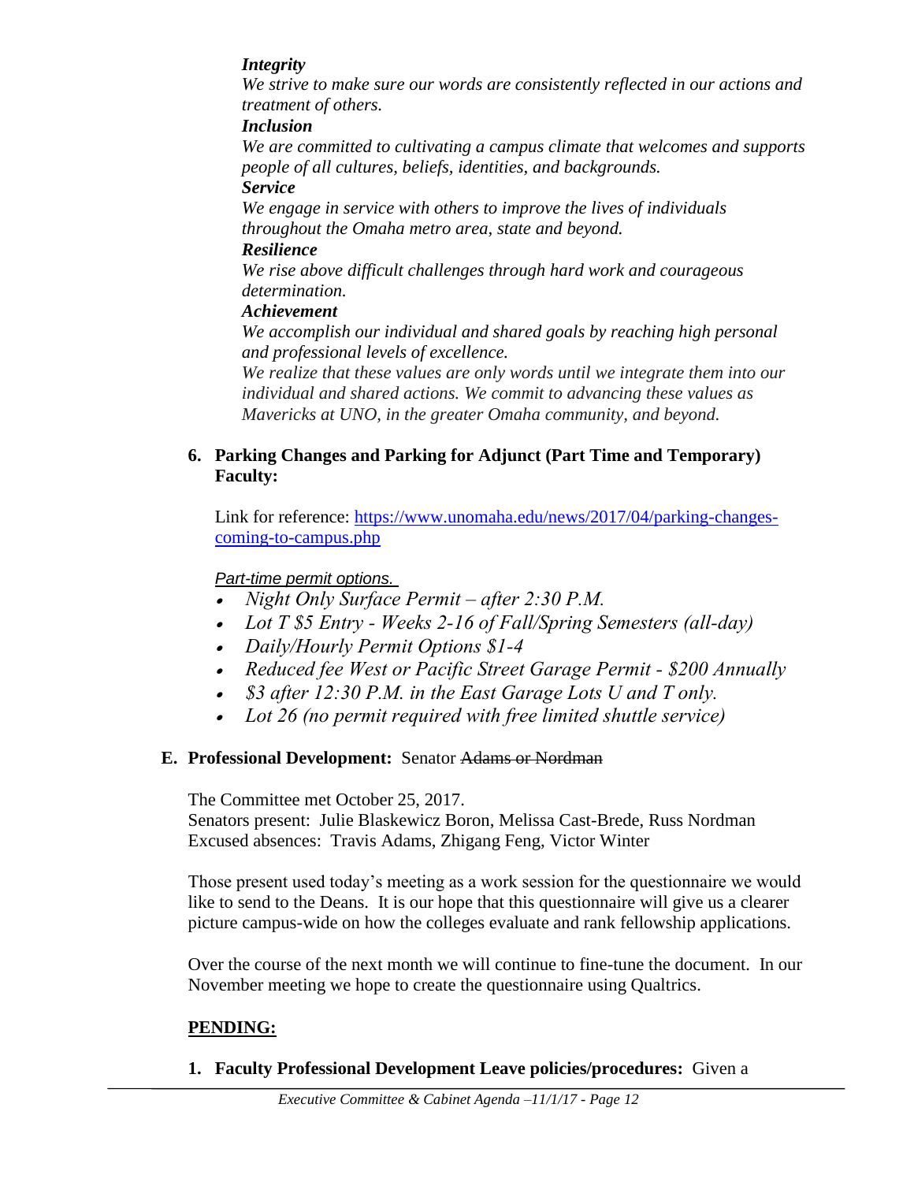***Integrity***

*We strive to make sure our words are consistently reflected in our actions and treatment of others.*

***Inclusion***

*We are committed to cultivating a campus climate that welcomes and supports people of all cultures, beliefs, identities, and backgrounds.*

***Service***

*We engage in service with others to improve the lives of individuals throughout the Omaha metro area, state and beyond.*

***Resilience***

*We rise above difficult challenges through hard work and courageous determination.*

***Achievement***

*We accomplish our individual and shared goals by reaching high personal and professional levels of excellence.*

*We realize that these values are only words until we integrate them into our individual and shared actions. We commit to advancing these values as Mavericks at UNO, in the greater Omaha community, and beyond.*

**6. Parking Changes and Parking for Adjunct (Part Time and Temporary) Faculty:**

Link for reference: https://www.unomaha.edu/news/2017/04/parking-changes-coming-to-campus.php

*Part-time permit options.*

- *Night Only Surface Permit – after 2:30 P.M.*
- *Lot T $5 Entry - Weeks 2-16 of Fall/Spring Semesters (all-day)*
- *Daily/Hourly Permit Options $1-4*
- *Reduced fee West or Pacific Street Garage Permit - $200 Annually*
- *$3 after 12:30 P.M. in the East Garage Lots U and T only.*
- *Lot 26 (no permit required with free limited shuttle service)*

**E. Professional Development:** Senator ~~Adams or Nordman~~

The Committee met October 25, 2017.
Senators present: Julie Blaskewicz Boron, Melissa Cast-Brede, Russ Nordman
Excused absences: Travis Adams, Zhigang Feng, Victor Winter

Those present used today's meeting as a work session for the questionnaire we would like to send to the Deans. It is our hope that this questionnaire will give us a clearer picture campus-wide on how the colleges evaluate and rank fellowship applications.

Over the course of the next month we will continue to fine-tune the document. In our November meeting we hope to create the questionnaire using Qualtrics.

**PENDING:**

**1. Faculty Professional Development Leave policies/procedures:** Given a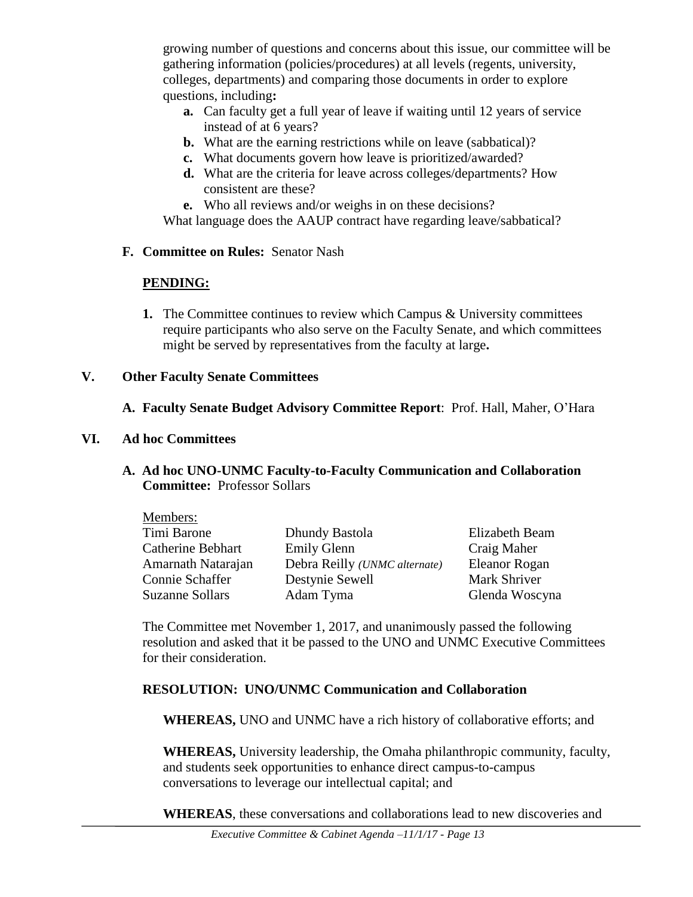growing number of questions and concerns about this issue, our committee will be gathering information (policies/procedures) at all levels (regents, university, colleges, departments) and comparing those documents in order to explore questions, including**:**

- **a.** Can faculty get a full year of leave if waiting until 12 years of service instead of at 6 years?
- **b.** What are the earning restrictions while on leave (sabbatical)?
- **c.** What documents govern how leave is prioritized/awarded?
- **d.** What are the criteria for leave across colleges/departments? How consistent are these?
- **e.** Who all reviews and/or weighs in on these decisions?

What language does the AAUP contract have regarding leave/sabbatical?

**F. Committee on Rules:** Senator Nash

**PENDING:**

1. The Committee continues to review which Campus & University committees require participants who also serve on the Faculty Senate, and which committees might be served by representatives from the faculty at large**.**

## V. Other Faculty Senate Committees

**A. Faculty Senate Budget Advisory Committee Report**: Prof. Hall, Maher, O'Hara

## VI. Ad hoc Committees

**A. Ad hoc UNO-UNMC Faculty-to-Faculty Communication and Collaboration Committee:** Professor Sollars

Members:

| | | |
|---|---|---|
| Timi Barone | Dhundy Bastola | Elizabeth Beam |
| Catherine Bebhart | Emily Glenn | Craig Maher |
| Amarnath Natarajan | Debra Reilly *(UNMC alternate)* | Eleanor Rogan |
| Connie Schaffer | Destynie Sewell | Mark Shriver |
| Suzanne Sollars | Adam Tyma | Glenda Woscyna |

The Committee met November 1, 2017, and unanimously passed the following resolution and asked that it be passed to the UNO and UNMC Executive Committees for their consideration.

**RESOLUTION: UNO/UNMC Communication and Collaboration**

**WHEREAS,** UNO and UNMC have a rich history of collaborative efforts; and

**WHEREAS,** University leadership, the Omaha philanthropic community, faculty, and students seek opportunities to enhance direct campus-to-campus conversations to leverage our intellectual capital; and

**WHEREAS**, these conversations and collaborations lead to new discoveries and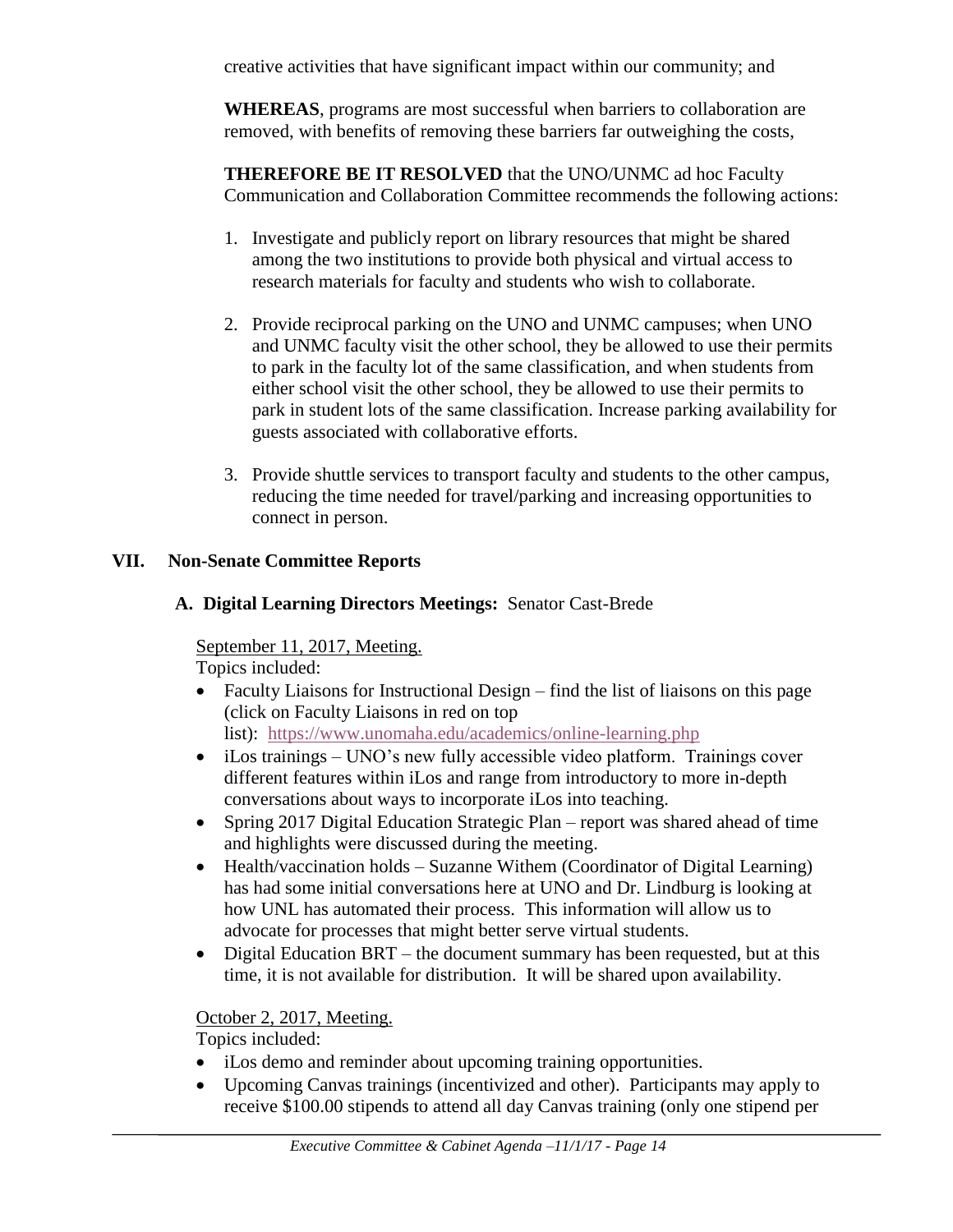creative activities that have significant impact within our community; and

**WHEREAS**, programs are most successful when barriers to collaboration are removed, with benefits of removing these barriers far outweighing the costs,

**THEREFORE BE IT RESOLVED** that the UNO/UNMC ad hoc Faculty Communication and Collaboration Committee recommends the following actions:

1. Investigate and publicly report on library resources that might be shared among the two institutions to provide both physical and virtual access to research materials for faculty and students who wish to collaborate.

2. Provide reciprocal parking on the UNO and UNMC campuses; when UNO and UNMC faculty visit the other school, they be allowed to use their permits to park in the faculty lot of the same classification, and when students from either school visit the other school, they be allowed to use their permits to park in student lots of the same classification. Increase parking availability for guests associated with collaborative efforts.

3. Provide shuttle services to transport faculty and students to the other campus, reducing the time needed for travel/parking and increasing opportunities to connect in person.

## VII. Non-Senate Committee Reports

### A. Digital Learning Directors Meetings: Senator Cast-Brede

September 11, 2017, Meeting.

Topics included:

- Faculty Liaisons for Instructional Design – find the list of liaisons on this page (click on Faculty Liaisons in red on top list): https://www.unomaha.edu/academics/online-learning.php
- iLos trainings – UNO's new fully accessible video platform. Trainings cover different features within iLos and range from introductory to more in-depth conversations about ways to incorporate iLos into teaching.
- Spring 2017 Digital Education Strategic Plan – report was shared ahead of time and highlights were discussed during the meeting.
- Health/vaccination holds – Suzanne Withem (Coordinator of Digital Learning) has had some initial conversations here at UNO and Dr. Lindburg is looking at how UNL has automated their process. This information will allow us to advocate for processes that might better serve virtual students.
- Digital Education BRT – the document summary has been requested, but at this time, it is not available for distribution. It will be shared upon availability.

October 2, 2017, Meeting.

Topics included:

- iLos demo and reminder about upcoming training opportunities.
- Upcoming Canvas trainings (incentivized and other). Participants may apply to receive \$100.00 stipends to attend all day Canvas training (only one stipend per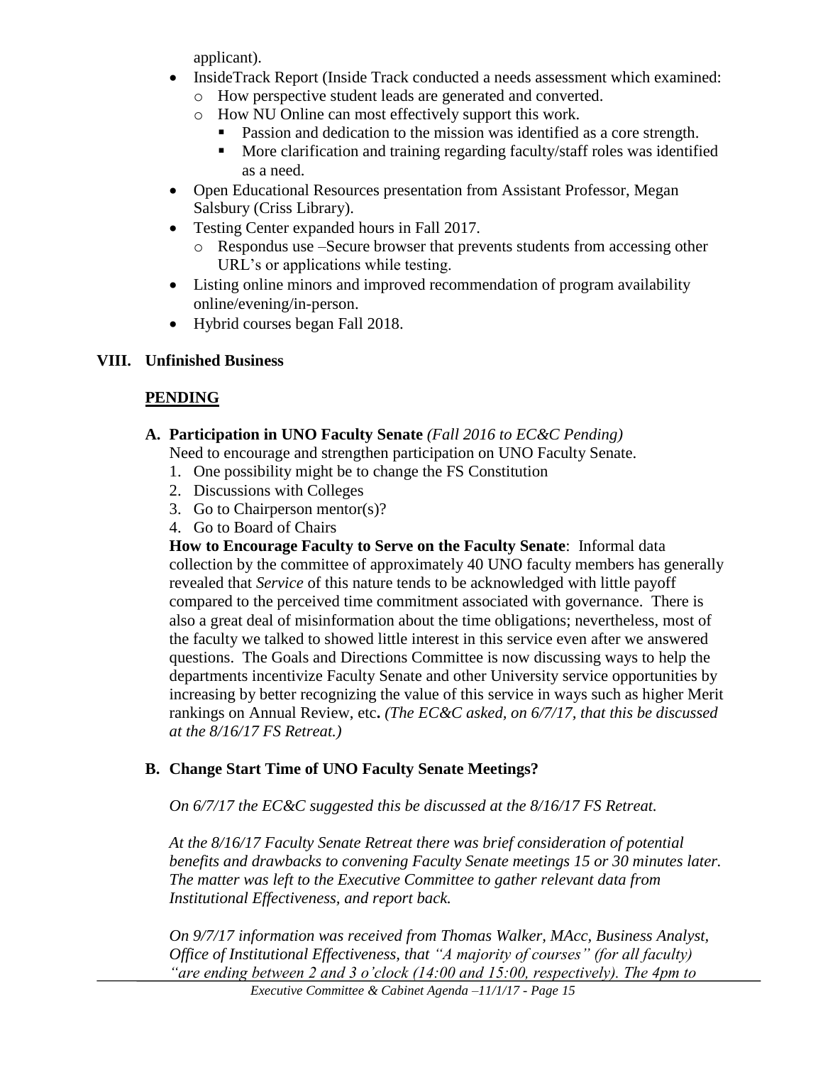applicant).

- InsideTrack Report (Inside Track conducted a needs assessment which examined:
  - How perspective student leads are generated and converted.
  - How NU Online can most effectively support this work.
    - Passion and dedication to the mission was identified as a core strength.
    - More clarification and training regarding faculty/staff roles was identified as a need.
- Open Educational Resources presentation from Assistant Professor, Megan Salsbury (Criss Library).
- Testing Center expanded hours in Fall 2017.
  - Respondus use –Secure browser that prevents students from accessing other URL's or applications while testing.
- Listing online minors and improved recommendation of program availability online/evening/in-person.
- Hybrid courses began Fall 2018.

## VIII. Unfinished Business

### PENDING

**A. Participation in UNO Faculty Senate** *(Fall 2016 to EC&C Pending)*

Need to encourage and strengthen participation on UNO Faculty Senate.

1. One possibility might be to change the FS Constitution
2. Discussions with Colleges
3. Go to Chairperson mentor(s)?
4. Go to Board of Chairs

**How to Encourage Faculty to Serve on the Faculty Senate**: Informal data collection by the committee of approximately 40 UNO faculty members has generally revealed that *Service* of this nature tends to be acknowledged with little payoff compared to the perceived time commitment associated with governance. There is also a great deal of misinformation about the time obligations; nevertheless, most of the faculty we talked to showed little interest in this service even after we answered questions. The Goals and Directions Committee is now discussing ways to help the departments incentivize Faculty Senate and other University service opportunities by increasing by better recognizing the value of this service in ways such as higher Merit rankings on Annual Review, etc**.** *(The EC&C asked, on 6/7/17, that this be discussed at the 8/16/17 FS Retreat.)*

**B. Change Start Time of UNO Faculty Senate Meetings?**

*On 6/7/17 the EC&C suggested this be discussed at the 8/16/17 FS Retreat.*

*At the 8/16/17 Faculty Senate Retreat there was brief consideration of potential benefits and drawbacks to convening Faculty Senate meetings 15 or 30 minutes later. The matter was left to the Executive Committee to gather relevant data from Institutional Effectiveness, and report back.*

*On 9/7/17 information was received from Thomas Walker, MAcc, Business Analyst, Office of Institutional Effectiveness, that "A majority of courses" (for all faculty) "are ending between 2 and 3 o'clock (14:00 and 15:00, respectively). The 4pm to*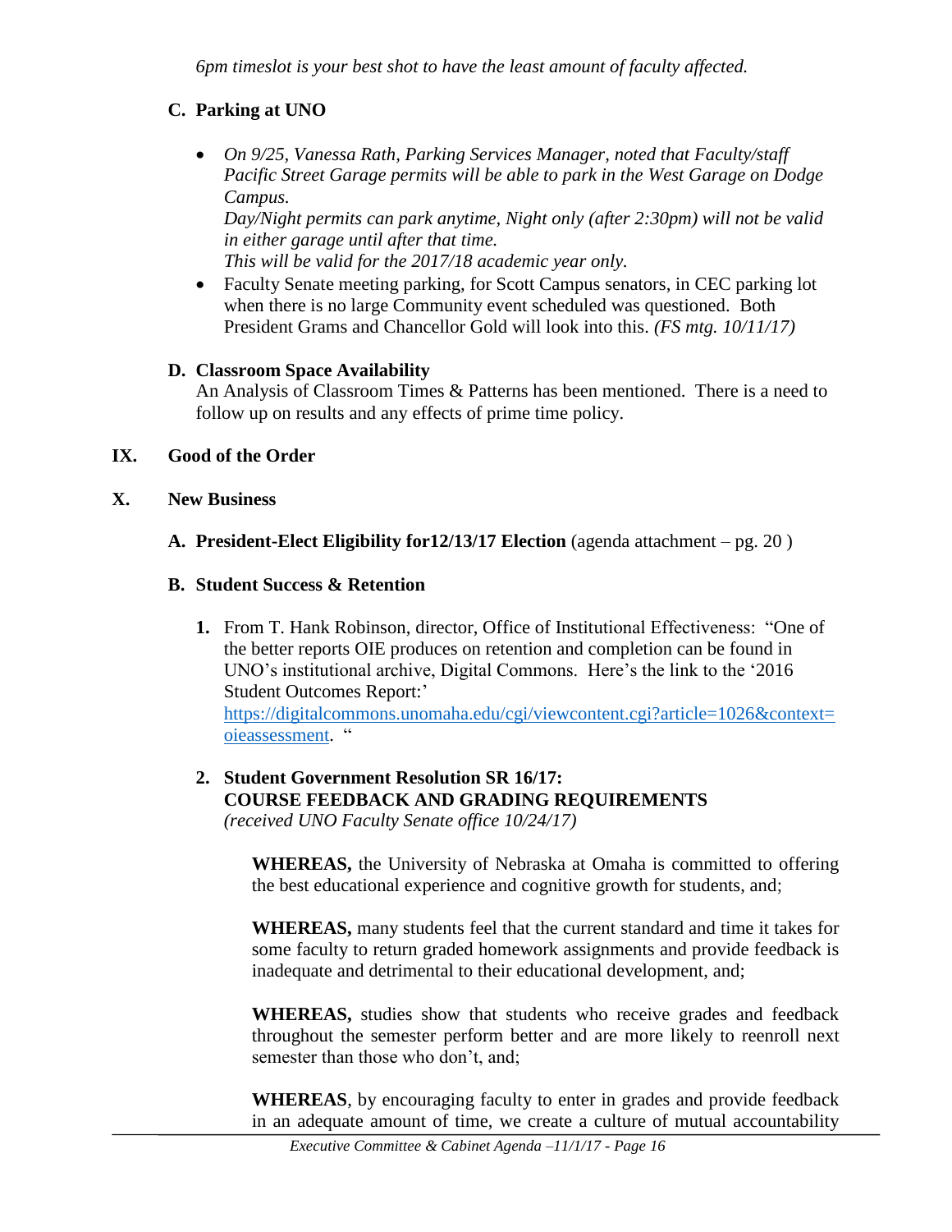*6pm timeslot is your best shot to have the least amount of faculty affected.*

### C. Parking at UNO

- *On 9/25, Vanessa Rath, Parking Services Manager, noted that Faculty/staff Pacific Street Garage permits will be able to park in the West Garage on Dodge Campus.*
  *Day/Night permits can park anytime, Night only (after 2:30pm) will not be valid in either garage until after that time.*
  *This will be valid for the 2017/18 academic year only.*
- Faculty Senate meeting parking, for Scott Campus senators, in CEC parking lot when there is no large Community event scheduled was questioned. Both President Grams and Chancellor Gold will look into this. *(FS mtg. 10/11/17)*

### D. Classroom Space Availability

An Analysis of Classroom Times & Patterns has been mentioned. There is a need to follow up on results and any effects of prime time policy.

## IX. Good of the Order

## X. New Business

### A. President-Elect Eligibility for12/13/17 Election (agenda attachment – pg. 20 )

### B. Student Success & Retention

1. From T. Hank Robinson, director, Office of Institutional Effectiveness: "One of the better reports OIE produces on retention and completion can be found in UNO's institutional archive, Digital Commons. Here's the link to the '2016 Student Outcomes Report:' [https://digitalcommons.unomaha.edu/cgi/viewcontent.cgi?article=1026&context=oieassessment](https://digitalcommons.unomaha.edu/cgi/viewcontent.cgi?article=1026&context=oieassessment). "

2. **Student Government Resolution SR 16/17:**
   **COURSE FEEDBACK AND GRADING REQUIREMENTS**
   *(received UNO Faculty Senate office 10/24/17)*

   **WHEREAS,** the University of Nebraska at Omaha is committed to offering the best educational experience and cognitive growth for students, and;

   **WHEREAS,** many students feel that the current standard and time it takes for some faculty to return graded homework assignments and provide feedback is inadequate and detrimental to their educational development, and;

   **WHEREAS,** studies show that students who receive grades and feedback throughout the semester perform better and are more likely to reenroll next semester than those who don't, and;

   **WHEREAS**, by encouraging faculty to enter in grades and provide feedback in an adequate amount of time, we create a culture of mutual accountability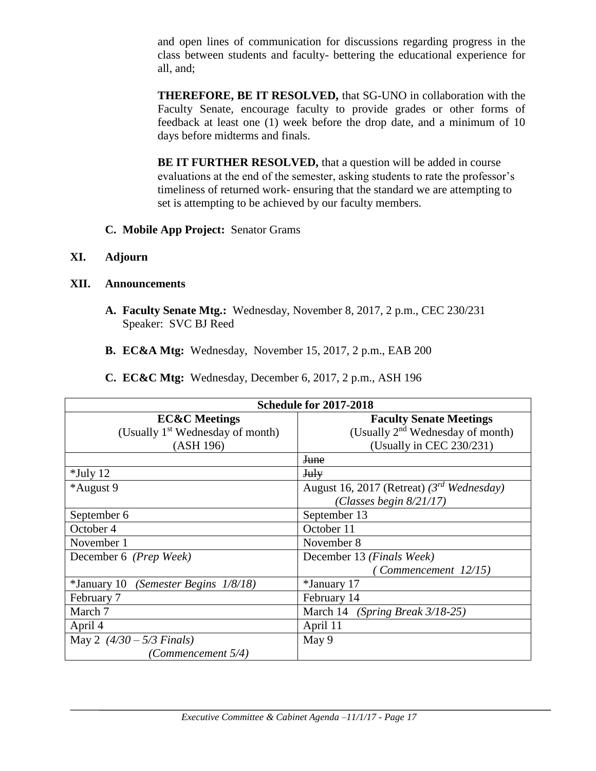and open lines of communication for discussions regarding progress in the class between students and faculty- bettering the educational experience for all, and;

**THEREFORE, BE IT RESOLVED,** that SG-UNO in collaboration with the Faculty Senate, encourage faculty to provide grades or other forms of feedback at least one (1) week before the drop date, and a minimum of 10 days before midterms and finals.

**BE IT FURTHER RESOLVED,** that a question will be added in course evaluations at the end of the semester, asking students to rate the professor's timeliness of returned work- ensuring that the standard we are attempting to set is attempting to be achieved by our faculty members.

**C. Mobile App Project:** Senator Grams

## XI. Adjourn

## XII. Announcements

**A. Faculty Senate Mtg.:** Wednesday, November 8, 2017, 2 p.m., CEC 230/231 Speaker: SVC BJ Reed

**B. EC&A Mtg:** Wednesday, November 15, 2017, 2 p.m., EAB 200

**C. EC&C Mtg:** Wednesday, December 6, 2017, 2 p.m., ASH 196

| **Schedule for 2017-2018** | |
|---|---|
| **EC&C Meetings** (Usually 1st Wednesday of month) (ASH 196) | **Faculty Senate Meetings** (Usually 2nd Wednesday of month) (Usually in CEC 230/231) |
| | ~~June~~ |
| *July 12 | ~~July~~ |
| *August 9 | August 16, 2017 (Retreat) *(3rd Wednesday)* *(Classes begin 8/21/17)* |
| September 6 | September 13 |
| October 4 | October 11 |
| November 1 | November 8 |
| December 6 *(Prep Week)* | December 13 *(Finals Week)* *(Commencement 12/15)* |
| *January 10 *(Semester Begins 1/8/18)* | *January 17 |
| February 7 | February 14 |
| March 7 | March 14 *(Spring Break 3/18-25)* |
| April 4 | April 11 |
| May 2 *(4/30 – 5/3 Finals)* *(Commencement 5/4)* | May 9 |